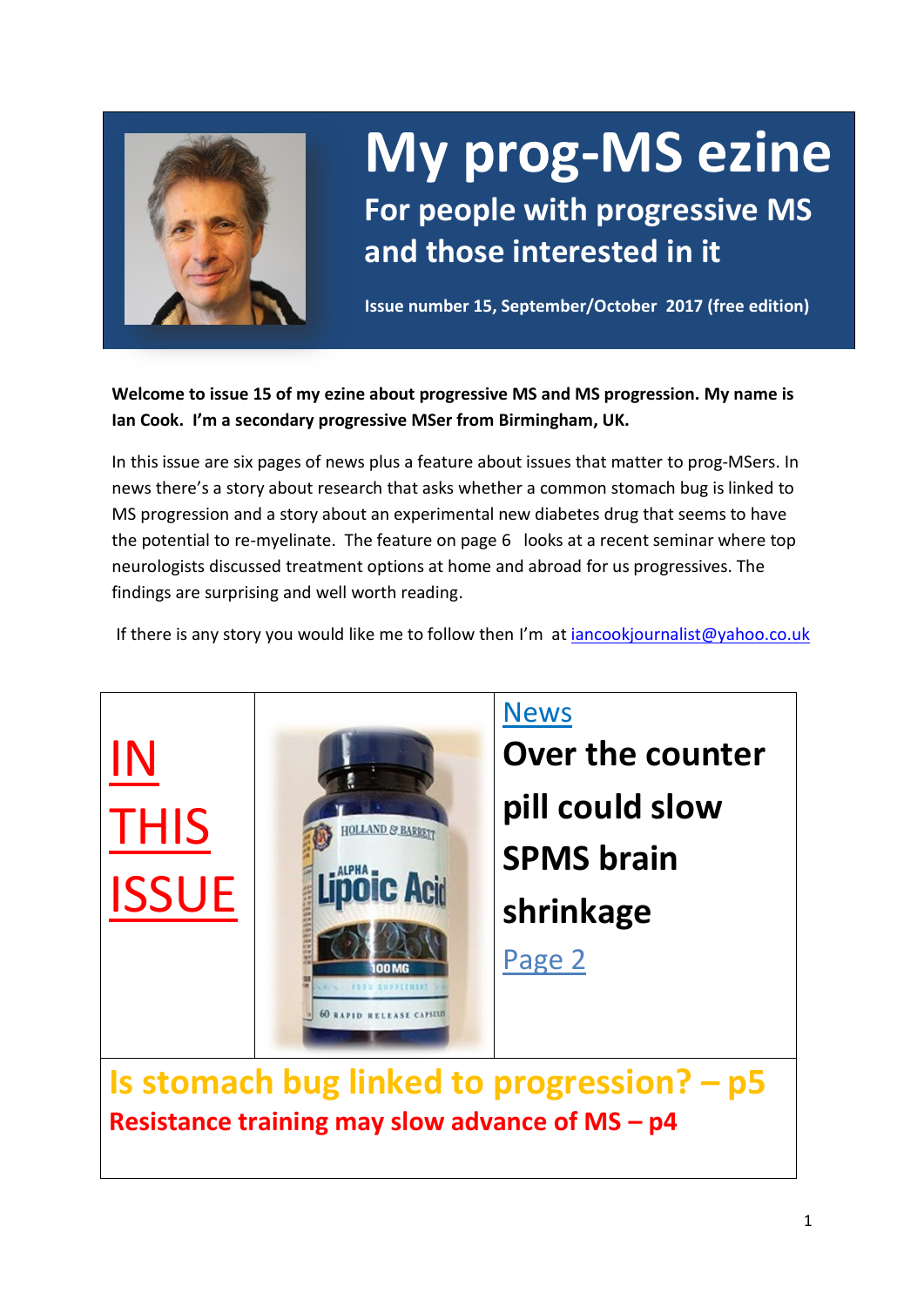# My prog-MS ezine

## For people with progressive MS and those interested in it

**Issue number 15, September/October 2017 (free edition)**

**Welcome to issue 15 of my ezine about progressive MS and MS progression. My name is Ian Cook. I'm a secondary progressive MSer from Birmingham, UK.**

In this issue are six pages of news plus a feature about issues that matter to prog-MSers. In news there's a story about research that asks whether a common stomach bug is linked to MS progression and a story about an experimental new diabetes drug that seems to have the potential to re-myelinate. The feature on page 6 looks at a recent seminar where top neurologists discussed treatment options at home and abroad for us progressives. The findings are surprising and well worth reading.

If there is any story you would like me to follow then I'm at iancookjournalist@yahoo.co.uk

## IN THIS ISSUE

News

**Over the counter pill could slow SPMS brain shrinkage**

Page 2

**Is stomach bug linked to progression? – p5**

**Resistance training may slow advance of MS – p4**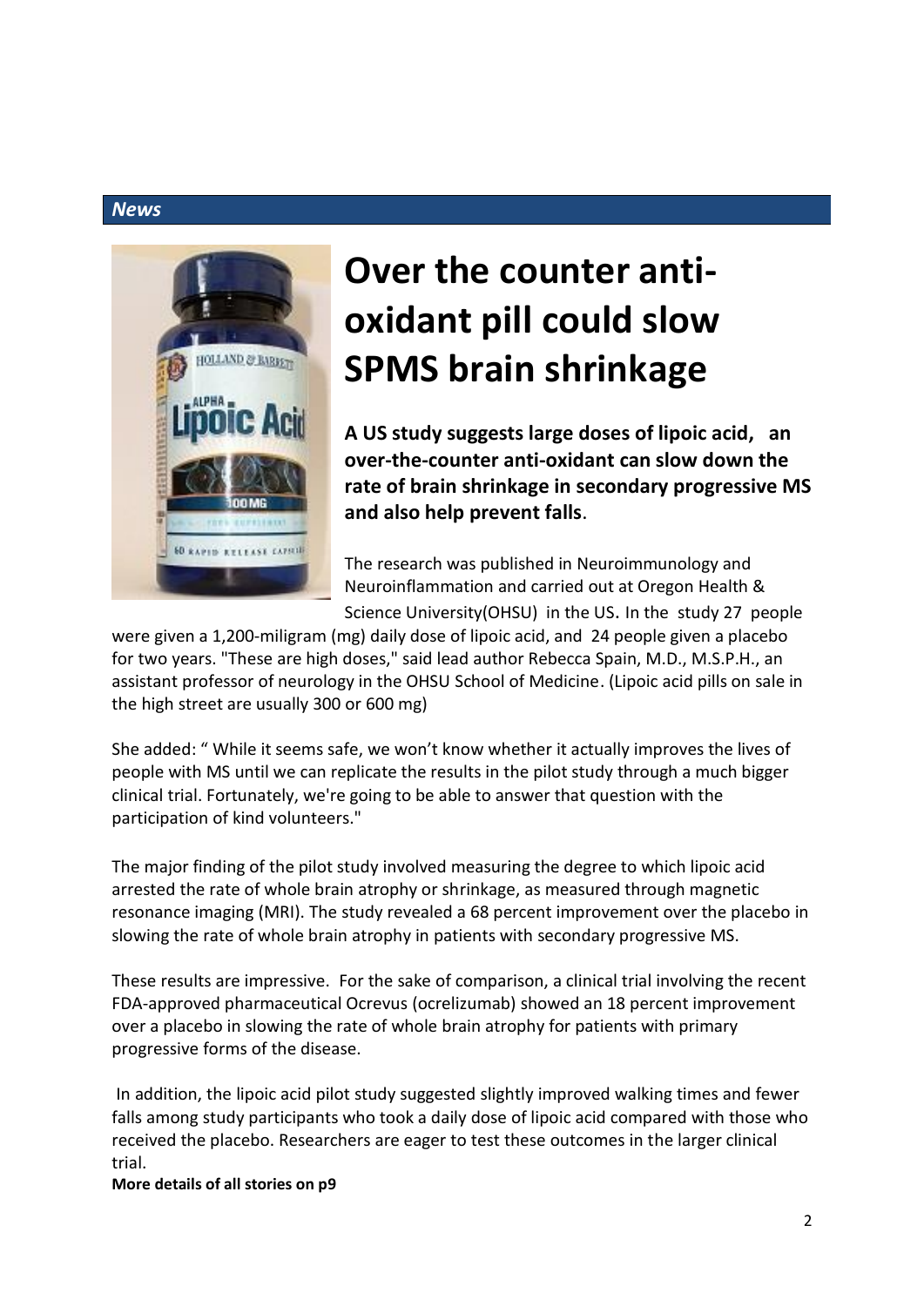*News*

# Over the counter anti-oxidant pill could slow SPMS brain shrinkage

**A US study suggests large doses of lipoic acid, an over-the-counter anti-oxidant can slow down the rate of brain shrinkage in secondary progressive MS and also help prevent falls**.

The research was published in Neuroimmunology and Neuroinflammation and carried out at Oregon Health & Science University(OHSU) in the US. In the study 27 people were given a 1,200-miligram (mg) daily dose of lipoic acid, and 24 people given a placebo for two years. "These are high doses," said lead author Rebecca Spain, M.D., M.S.P.H., an assistant professor of neurology in the OHSU School of Medicine. (Lipoic acid pills on sale in the high street are usually 300 or 600 mg)

She added: " While it seems safe, we won't know whether it actually improves the lives of people with MS until we can replicate the results in the pilot study through a much bigger clinical trial. Fortunately, we're going to be able to answer that question with the participation of kind volunteers."

The major finding of the pilot study involved measuring the degree to which lipoic acid arrested the rate of whole brain atrophy or shrinkage, as measured through magnetic resonance imaging (MRI). The study revealed a 68 percent improvement over the placebo in slowing the rate of whole brain atrophy in patients with secondary progressive MS.

These results are impressive. For the sake of comparison, a clinical trial involving the recent FDA-approved pharmaceutical Ocrevus (ocrelizumab) showed an 18 percent improvement over a placebo in slowing the rate of whole brain atrophy for patients with primary progressive forms of the disease.

In addition, the lipoic acid pilot study suggested slightly improved walking times and fewer falls among study participants who took a daily dose of lipoic acid compared with those who received the placebo. Researchers are eager to test these outcomes in the larger clinical trial.

**More details of all stories on p9**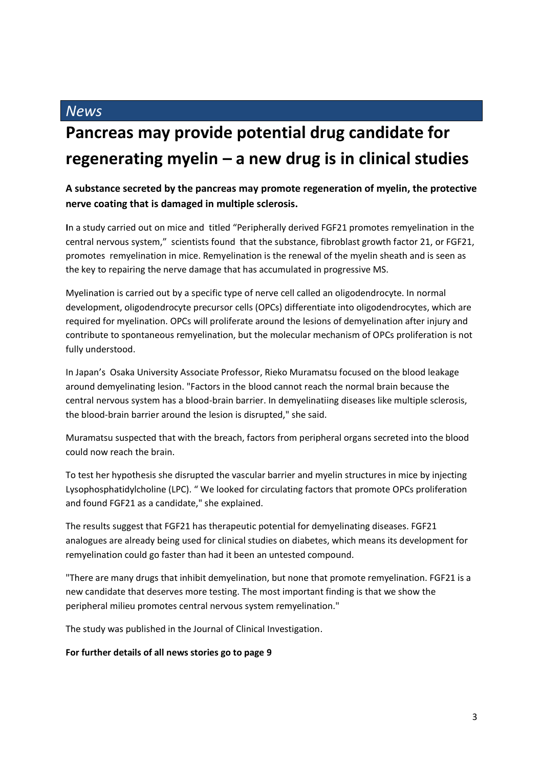*News*

# Pancreas may provide potential drug candidate for regenerating myelin – a new drug is in clinical studies

**A substance secreted by the pancreas may promote regeneration of myelin, the protective nerve coating that is damaged in multiple sclerosis.**

**I**n a study carried out on mice and titled "Peripherally derived FGF21 promotes remyelination in the central nervous system," scientists found that the substance, fibroblast growth factor 21, or FGF21, promotes remyelination in mice. Remyelination is the renewal of the myelin sheath and is seen as the key to repairing the nerve damage that has accumulated in progressive MS.

Myelination is carried out by a specific type of nerve cell called an oligodendrocyte. In normal development, oligodendrocyte precursor cells (OPCs) differentiate into oligodendrocytes, which are required for myelination. OPCs will proliferate around the lesions of demyelination after injury and contribute to spontaneous remyelination, but the molecular mechanism of OPCs proliferation is not fully understood.

In Japan's Osaka University Associate Professor, Rieko Muramatsu focused on the blood leakage around demyelinating lesion. "Factors in the blood cannot reach the normal brain because the central nervous system has a blood-brain barrier. In demyelinatiing diseases like multiple sclerosis, the blood-brain barrier around the lesion is disrupted," she said.

Muramatsu suspected that with the breach, factors from peripheral organs secreted into the blood could now reach the brain.

To test her hypothesis she disrupted the vascular barrier and myelin structures in mice by injecting Lysophosphatidylcholine (LPC). " We looked for circulating factors that promote OPCs proliferation and found FGF21 as a candidate," she explained.

The results suggest that FGF21 has therapeutic potential for demyelinating diseases. FGF21 analogues are already being used for clinical studies on diabetes, which means its development for remyelination could go faster than had it been an untested compound.

"There are many drugs that inhibit demyelination, but none that promote remyelination. FGF21 is a new candidate that deserves more testing. The most important finding is that we show the peripheral milieu promotes central nervous system remyelination."

The study was published in the Journal of Clinical Investigation.

**For further details of all news stories go to page 9**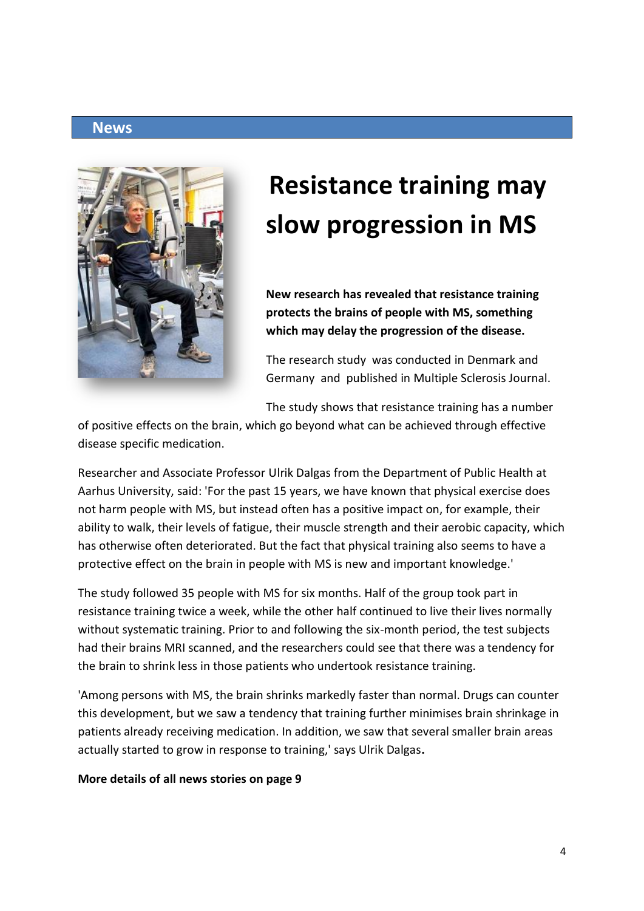## News

# Resistance training may slow progression in MS

**New research has revealed that resistance training protects the brains of people with MS, something which may delay the progression of the disease.**

The research study was conducted in Denmark and Germany and published in Multiple Sclerosis Journal.

The study shows that resistance training has a number of positive effects on the brain, which go beyond what can be achieved through effective disease specific medication.

Researcher and Associate Professor Ulrik Dalgas from the Department of Public Health at Aarhus University, said: 'For the past 15 years, we have known that physical exercise does not harm people with MS, but instead often has a positive impact on, for example, their ability to walk, their levels of fatigue, their muscle strength and their aerobic capacity, which has otherwise often deteriorated. But the fact that physical training also seems to have a protective effect on the brain in people with MS is new and important knowledge.'

The study followed 35 people with MS for six months. Half of the group took part in resistance training twice a week, while the other half continued to live their lives normally without systematic training. Prior to and following the six-month period, the test subjects had their brains MRI scanned, and the researchers could see that there was a tendency for the brain to shrink less in those patients who undertook resistance training.

'Among persons with MS, the brain shrinks markedly faster than normal. Drugs can counter this development, but we saw a tendency that training further minimises brain shrinkage in patients already receiving medication. In addition, we saw that several smaller brain areas actually started to grow in response to training,' says Ulrik Dalgas**.**

**More details of all news stories on page 9**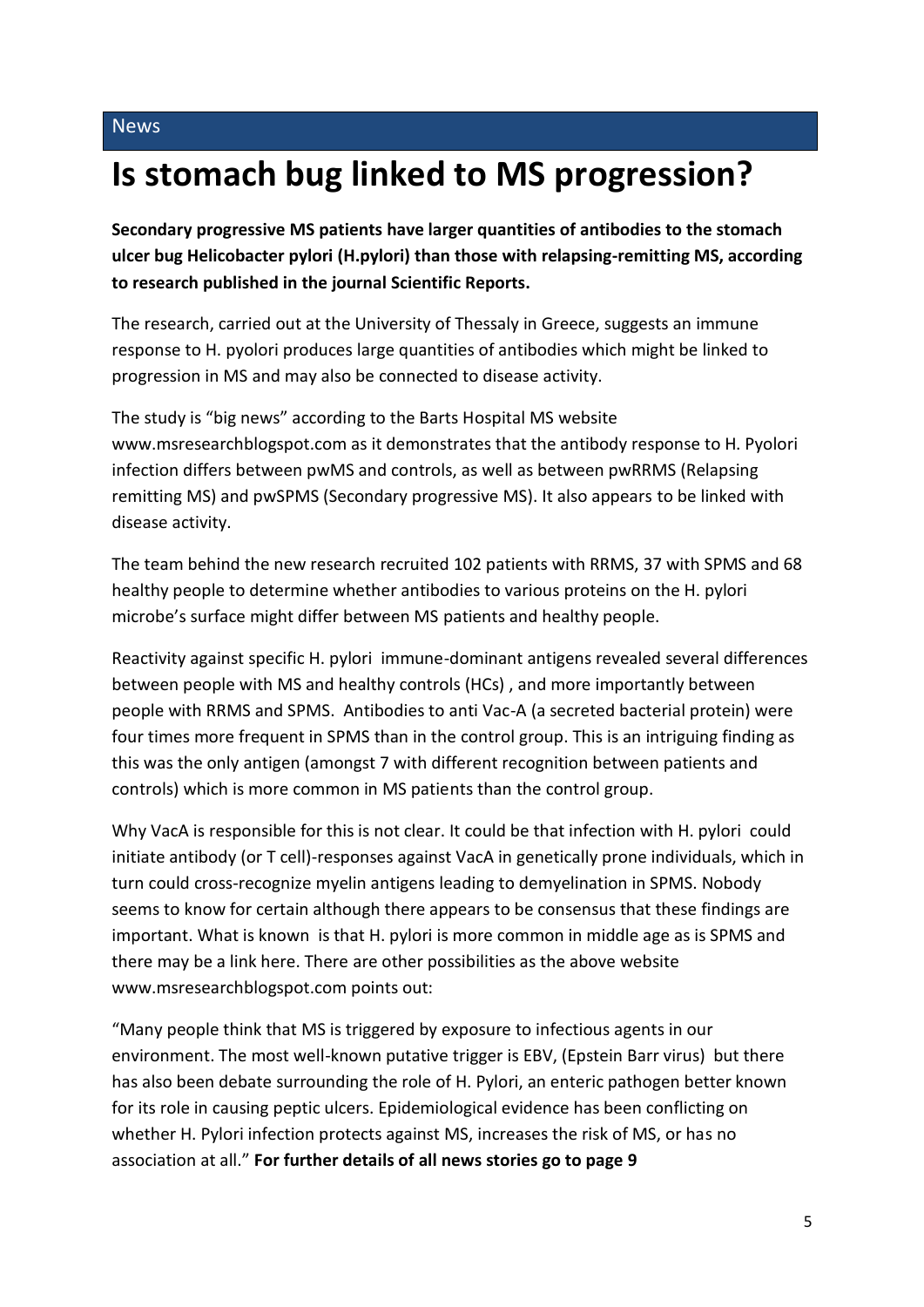News

# Is stomach bug linked to MS progression?

**Secondary progressive MS patients have larger quantities of antibodies to the stomach ulcer bug Helicobacter pylori (H.pylori) than those with relapsing-remitting MS, according to research published in the journal Scientific Reports.**

The research, carried out at the University of Thessaly in Greece, suggests an immune response to H. pyolori produces large quantities of antibodies which might be linked to progression in MS and may also be connected to disease activity.

The study is "big news" according to the Barts Hospital MS website www.msresearchblogspot.com as it demonstrates that the antibody response to H. Pyolori infection differs between pwMS and controls, as well as between pwRRMS (Relapsing remitting MS) and pwSPMS (Secondary progressive MS). It also appears to be linked with disease activity.

The team behind the new research recruited 102 patients with RRMS, 37 with SPMS and 68 healthy people to determine whether antibodies to various proteins on the H. pylori microbe's surface might differ between MS patients and healthy people.

Reactivity against specific H. pylori immune-dominant antigens revealed several differences between people with MS and healthy controls (HCs) , and more importantly between people with RRMS and SPMS. Antibodies to anti Vac-A (a secreted bacterial protein) were four times more frequent in SPMS than in the control group. This is an intriguing finding as this was the only antigen (amongst 7 with different recognition between patients and controls) which is more common in MS patients than the control group.

Why VacA is responsible for this is not clear. It could be that infection with H. pylori could initiate antibody (or T cell)-responses against VacA in genetically prone individuals, which in turn could cross-recognize myelin antigens leading to demyelination in SPMS. Nobody seems to know for certain although there appears to be consensus that these findings are important. What is known is that H. pylori is more common in middle age as is SPMS and there may be a link here. There are other possibilities as the above website www.msresearchblogspot.com points out:

"Many people think that MS is triggered by exposure to infectious agents in our environment. The most well-known putative trigger is EBV, (Epstein Barr virus) but there has also been debate surrounding the role of H. Pylori, an enteric pathogen better known for its role in causing peptic ulcers. Epidemiological evidence has been conflicting on whether H. Pylori infection protects against MS, increases the risk of MS, or has no association at all." **For further details of all news stories go to page 9**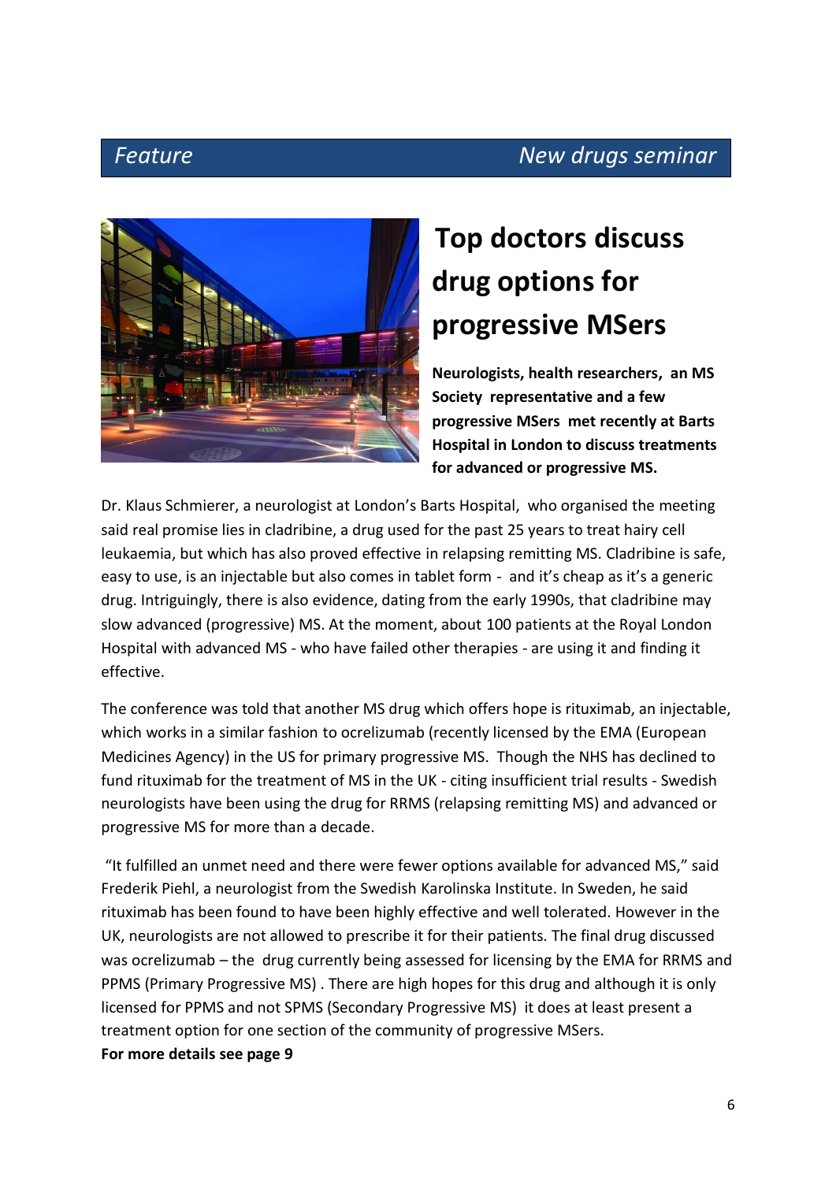*Feature* *New drugs seminar*

# Top doctors discuss drug options for progressive MSers

**Neurologists, health researchers, an MS Society representative and a few progressive MSers met recently at Barts Hospital in London to discuss treatments for advanced or progressive MS.**

Dr. Klaus Schmierer, a neurologist at London's Barts Hospital, who organised the meeting said real promise lies in cladribine, a drug used for the past 25 years to treat hairy cell leukaemia, but which has also proved effective in relapsing remitting MS. Cladribine is safe, easy to use, is an injectable but also comes in tablet form - and it's cheap as it's a generic drug. Intriguingly, there is also evidence, dating from the early 1990s, that cladribine may slow advanced (progressive) MS. At the moment, about 100 patients at the Royal London Hospital with advanced MS - who have failed other therapies - are using it and finding it effective.

The conference was told that another MS drug which offers hope is rituximab, an injectable, which works in a similar fashion to ocrelizumab (recently licensed by the EMA (European Medicines Agency) in the US for primary progressive MS. Though the NHS has declined to fund rituximab for the treatment of MS in the UK - citing insufficient trial results - Swedish neurologists have been using the drug for RRMS (relapsing remitting MS) and advanced or progressive MS for more than a decade.

"It fulfilled an unmet need and there were fewer options available for advanced MS," said Frederik Piehl, a neurologist from the Swedish Karolinska Institute. In Sweden, he said rituximab has been found to have been highly effective and well tolerated. However in the UK, neurologists are not allowed to prescribe it for their patients. The final drug discussed was ocrelizumab – the drug currently being assessed for licensing by the EMA for RRMS and PPMS (Primary Progressive MS) . There are high hopes for this drug and although it is only licensed for PPMS and not SPMS (Secondary Progressive MS) it does at least present a treatment option for one section of the community of progressive MSers.

**For more details see page 9**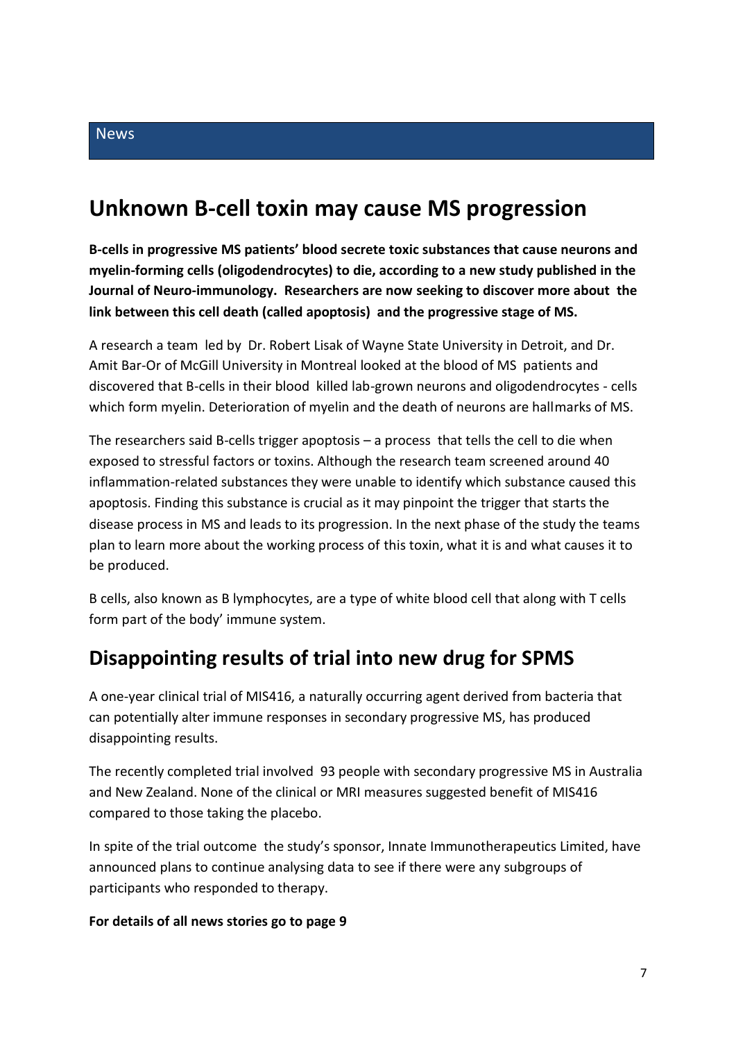News

## Unknown B-cell toxin may cause MS progression

**B-cells in progressive MS patients' blood secrete toxic substances that cause neurons and myelin-forming cells (oligodendrocytes) to die, according to a new study published in the Journal of Neuro-immunology. Researchers are now seeking to discover more about the link between this cell death (called apoptosis) and the progressive stage of MS.**

A research a team led by Dr. Robert Lisak of Wayne State University in Detroit, and Dr. Amit Bar-Or of McGill University in Montreal looked at the blood of MS patients and discovered that B-cells in their blood killed lab-grown neurons and oligodendrocytes - cells which form myelin. Deterioration of myelin and the death of neurons are hallmarks of MS.

The researchers said B-cells trigger apoptosis – a process that tells the cell to die when exposed to stressful factors or toxins. Although the research team screened around 40 inflammation-related substances they were unable to identify which substance caused this apoptosis. Finding this substance is crucial as it may pinpoint the trigger that starts the disease process in MS and leads to its progression. In the next phase of the study the teams plan to learn more about the working process of this toxin, what it is and what causes it to be produced.

B cells, also known as B lymphocytes, are a type of white blood cell that along with T cells form part of the body' immune system.

## Disappointing results of trial into new drug for SPMS

A one-year clinical trial of MIS416, a naturally occurring agent derived from bacteria that can potentially alter immune responses in secondary progressive MS, has produced disappointing results.

The recently completed trial involved 93 people with secondary progressive MS in Australia and New Zealand. None of the clinical or MRI measures suggested benefit of MIS416 compared to those taking the placebo.

In spite of the trial outcome the study's sponsor, Innate Immunotherapeutics Limited, have announced plans to continue analysing data to see if there were any subgroups of participants who responded to therapy.

**For details of all news stories go to page 9**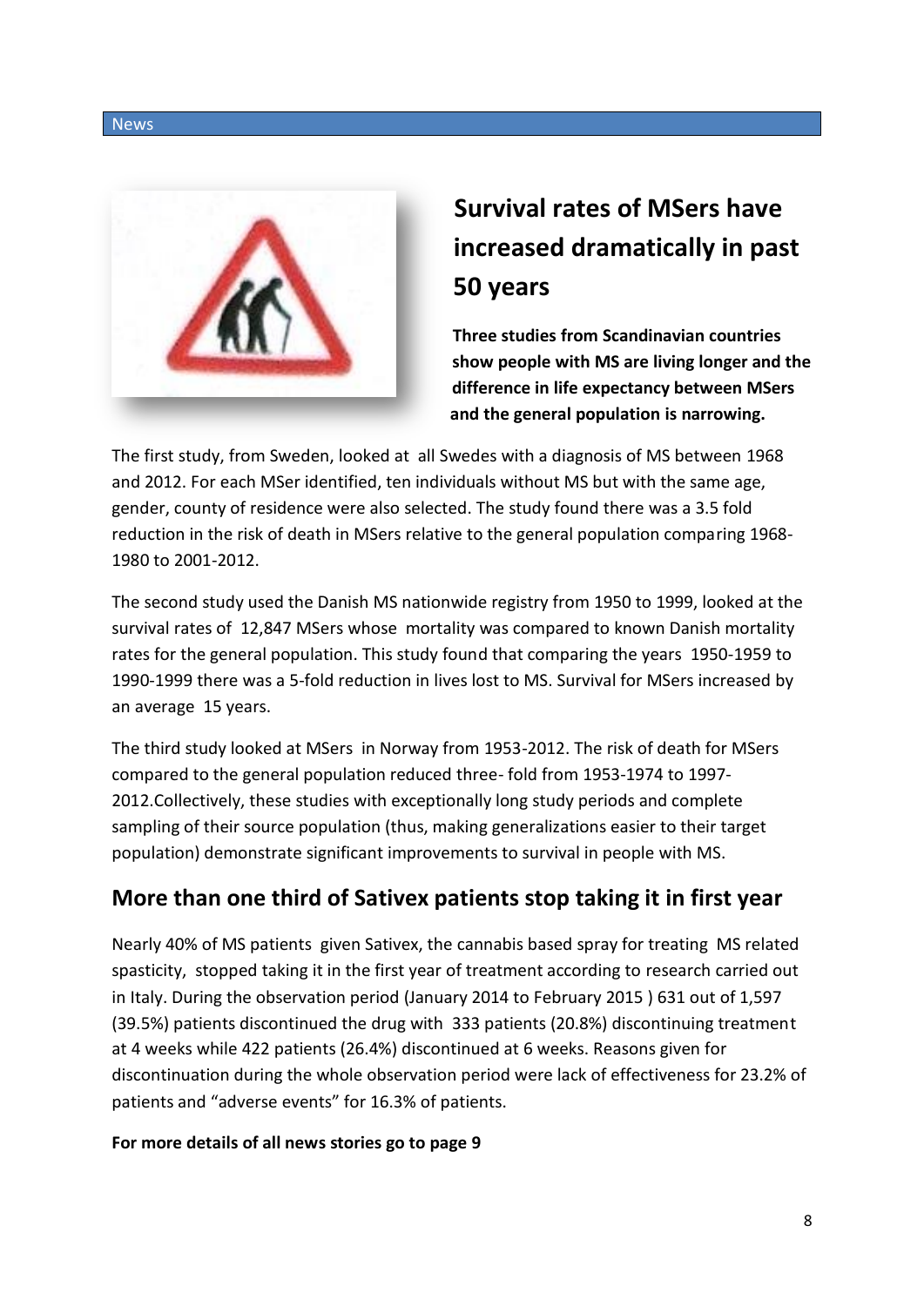News

# Survival rates of MSers have increased dramatically in past 50 years

**Three studies from Scandinavian countries show people with MS are living longer and the difference in life expectancy between MSers and the general population is narrowing.**

The first study, from Sweden, looked at all Swedes with a diagnosis of MS between 1968 and 2012. For each MSer identified, ten individuals without MS but with the same age, gender, county of residence were also selected. The study found there was a 3.5 fold reduction in the risk of death in MSers relative to the general population comparing 1968-1980 to 2001-2012.

The second study used the Danish MS nationwide registry from 1950 to 1999, looked at the survival rates of 12,847 MSers whose mortality was compared to known Danish mortality rates for the general population. This study found that comparing the years 1950-1959 to 1990-1999 there was a 5-fold reduction in lives lost to MS. Survival for MSers increased by an average 15 years.

The third study looked at MSers in Norway from 1953-2012. The risk of death for MSers compared to the general population reduced three- fold from 1953-1974 to 1997-2012.Collectively, these studies with exceptionally long study periods and complete sampling of their source population (thus, making generalizations easier to their target population) demonstrate significant improvements to survival in people with MS.

## More than one third of Sativex patients stop taking it in first year

Nearly 40% of MS patients given Sativex, the cannabis based spray for treating MS related spasticity, stopped taking it in the first year of treatment according to research carried out in Italy. During the observation period (January 2014 to February 2015 ) 631 out of 1,597 (39.5%) patients discontinued the drug with 333 patients (20.8%) discontinuing treatment at 4 weeks while 422 patients (26.4%) discontinued at 6 weeks. Reasons given for discontinuation during the whole observation period were lack of effectiveness for 23.2% of patients and "adverse events" for 16.3% of patients.

**For more details of all news stories go to page 9**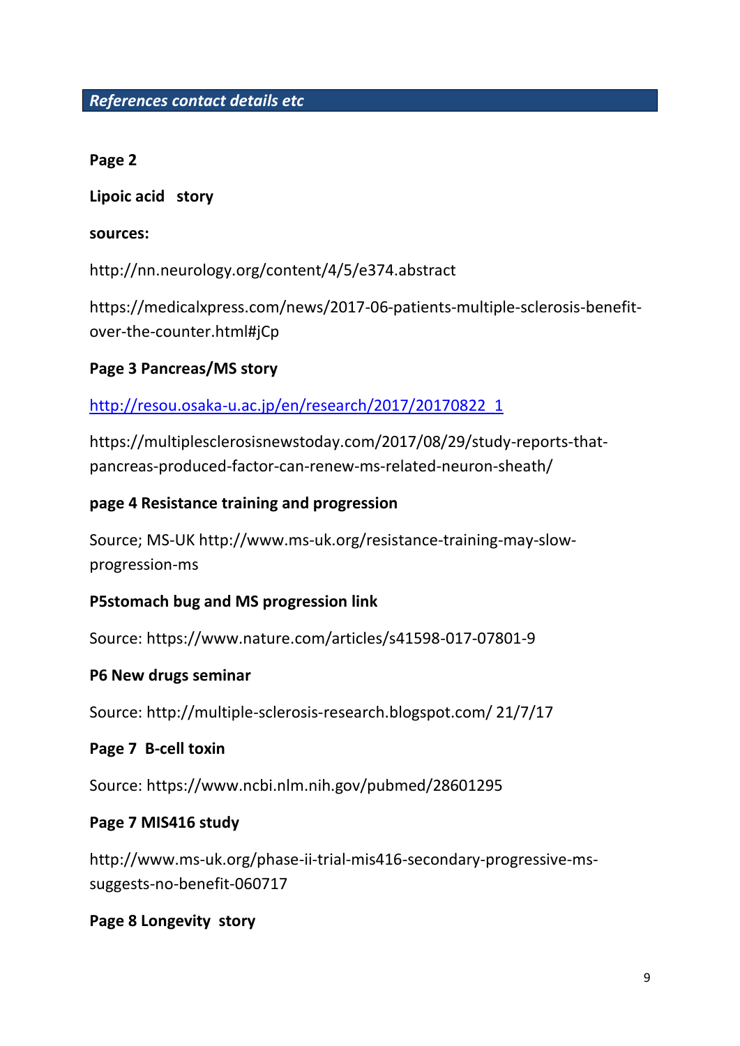## *References contact details etc*

**Page 2**

**Lipoic acid story**

**sources:**

http://nn.neurology.org/content/4/5/e374.abstract

https://medicalxpress.com/news/2017-06-patients-multiple-sclerosis-benefit-over-the-counter.html#jCp

**Page 3 Pancreas/MS story**

[http://resou.osaka-u.ac.jp/en/research/2017/20170822_1](http://resou.osaka-u.ac.jp/en/research/2017/20170822_1)

https://multiplesclerosisnewstoday.com/2017/08/29/study-reports-that-pancreas-produced-factor-can-renew-ms-related-neuron-sheath/

**page 4 Resistance training and progression**

Source; MS-UK http://www.ms-uk.org/resistance-training-may-slow-progression-ms

**P5stomach bug and MS progression link**

Source: https://www.nature.com/articles/s41598-017-07801-9

**P6 New drugs seminar**

Source: http://multiple-sclerosis-research.blogspot.com/ 21/7/17

**Page 7 B-cell toxin**

Source: https://www.ncbi.nlm.nih.gov/pubmed/28601295

**Page 7 MIS416 study**

http://www.ms-uk.org/phase-ii-trial-mis416-secondary-progressive-ms-suggests-no-benefit-060717

**Page 8 Longevity story**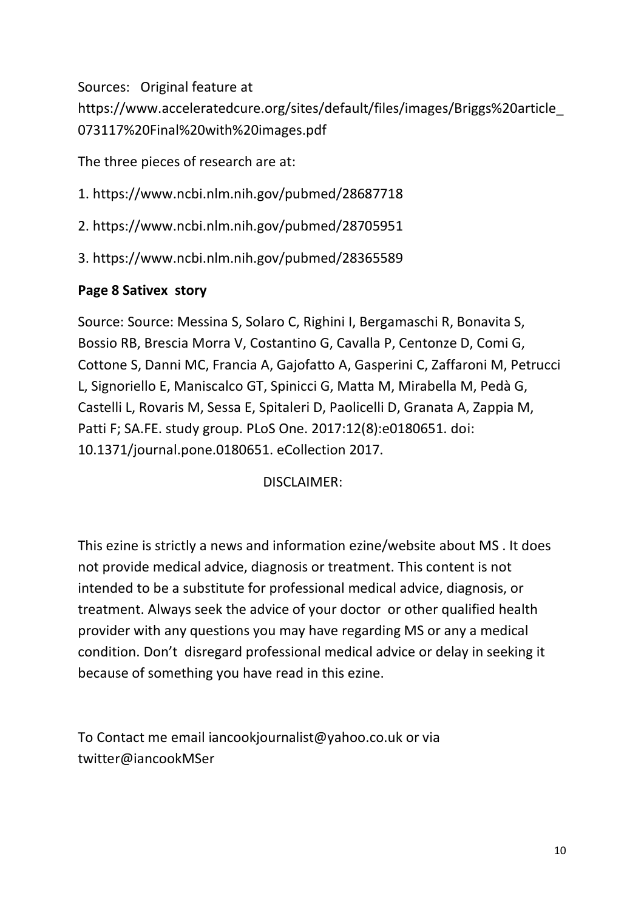Sources: Original feature at https://www.acceleratedcure.org/sites/default/files/images/Briggs%20article_073117%20Final%20with%20images.pdf

The three pieces of research are at:

1. https://www.ncbi.nlm.nih.gov/pubmed/28687718
2. https://www.ncbi.nlm.nih.gov/pubmed/28705951
3. https://www.ncbi.nlm.nih.gov/pubmed/28365589

**Page 8 Sativex story**

Source: Source: Messina S, Solaro C, Righini I, Bergamaschi R, Bonavita S, Bossio RB, Brescia Morra V, Costantino G, Cavalla P, Centonze D, Comi G, Cottone S, Danni MC, Francia A, Gajofatto A, Gasperini C, Zaffaroni M, Petrucci L, Signoriello E, Maniscalco GT, Spinicci G, Matta M, Mirabella M, Pedà G, Castelli L, Rovaris M, Sessa E, Spitaleri D, Paolicelli D, Granata A, Zappia M, Patti F; SA.FE. study group. PLoS One. 2017:12(8):e0180651. doi: 10.1371/journal.pone.0180651. eCollection 2017.

DISCLAIMER:

This ezine is strictly a news and information ezine/website about MS . It does not provide medical advice, diagnosis or treatment. This content is not intended to be a substitute for professional medical advice, diagnosis, or treatment. Always seek the advice of your doctor or other qualified health provider with any questions you may have regarding MS or any a medical condition. Don't disregard professional medical advice or delay in seeking it because of something you have read in this ezine.

To Contact me email iancookjournalist@yahoo.co.uk or via twitter@iancookMSer